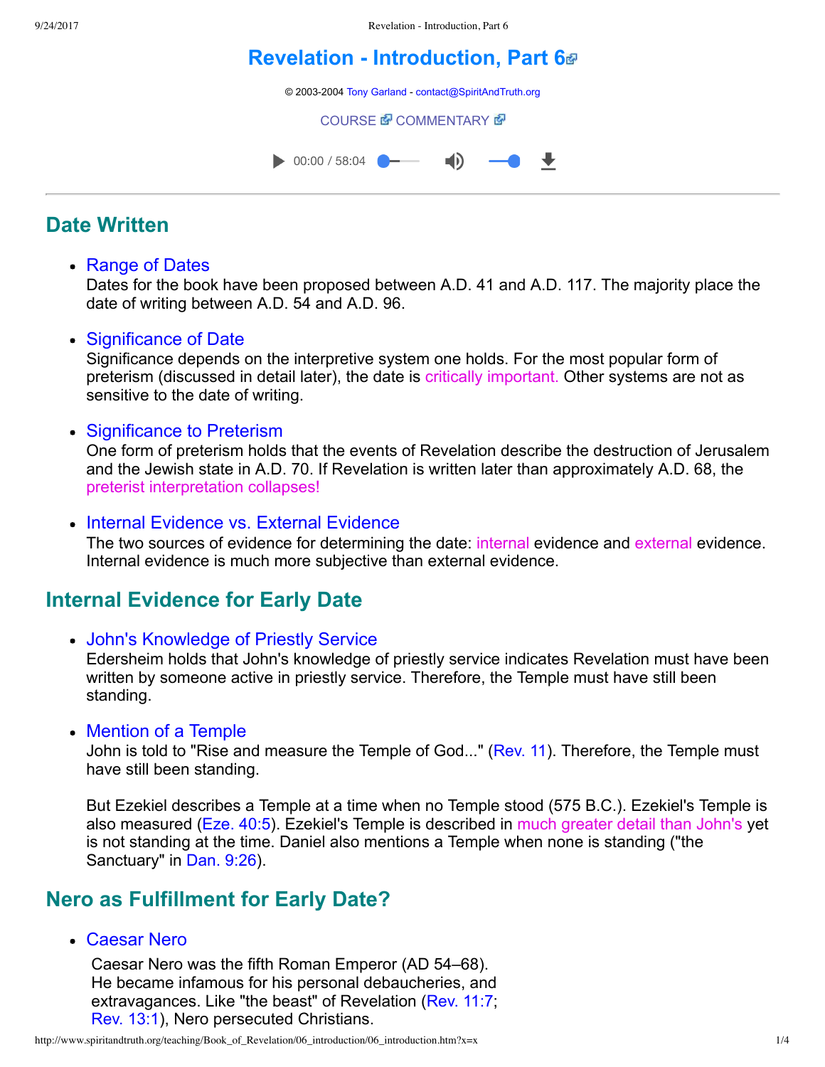# Revelation - Introduction, Part 6

© 2003-2004 Tony Garland - contact@SpiritAndTruth.org

COURSE COMMENTARY

00:00 / 58:04

## Date Written

- **Range of Dates**
  Dates for the book have been proposed between A.D. 41 and A.D. 117. The majority place the date of writing between A.D. 54 and A.D. 96.

- **Significance of Date**
  Significance depends on the interpretive system one holds. For the most popular form of preterism (discussed in detail later), the date is critically important. Other systems are not as sensitive to the date of writing.

- **Significance to Preterism**
  One form of preterism holds that the events of Revelation describe the destruction of Jerusalem and the Jewish state in A.D. 70. If Revelation is written later than approximately A.D. 68, the preterist interpretation collapses!

- **Internal Evidence vs. External Evidence**
  The two sources of evidence for determining the date: internal evidence and external evidence. Internal evidence is much more subjective than external evidence.

## Internal Evidence for Early Date

- **John's Knowledge of Priestly Service**
  Edersheim holds that John's knowledge of priestly service indicates Revelation must have been written by someone active in priestly service. Therefore, the Temple must have still been standing.

- **Mention of a Temple**
  John is told to "Rise and measure the Temple of God..." (Rev. 11). Therefore, the Temple must have still been standing.

  But Ezekiel describes a Temple at a time when no Temple stood (575 B.C.). Ezekiel's Temple is also measured (Eze. 40:5). Ezekiel's Temple is described in much greater detail than John's yet is not standing at the time. Daniel also mentions a Temple when none is standing ("the Sanctuary" in Dan. 9:26).

## Nero as Fulfillment for Early Date?

- **Caesar Nero**
  Caesar Nero was the fifth Roman Emperor (AD 54–68). He became infamous for his personal debaucheries, and extravagances. Like "the beast" of Revelation (Rev. 11:7; Rev. 13:1), Nero persecuted Christians.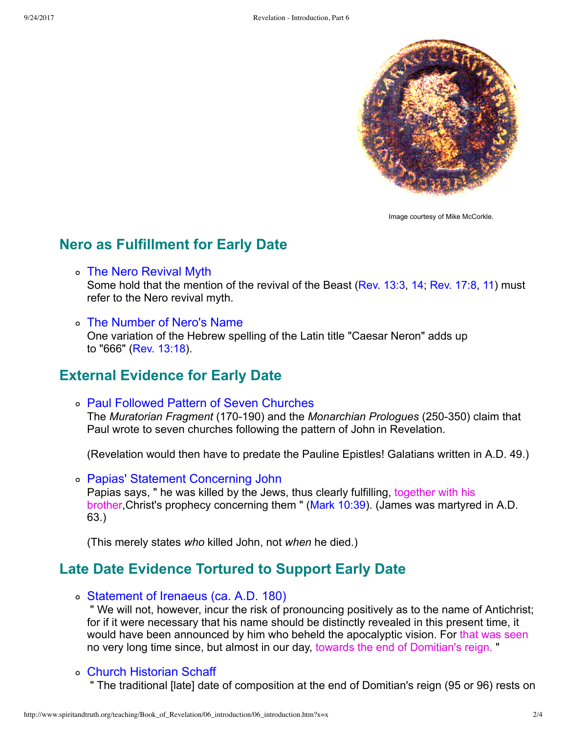Image courtesy of Mike McCorkle.

## Nero as Fulfillment for Early Date

- The Nero Revival Myth
  Some hold that the mention of the revival of the Beast (Rev. 13:3, 14; Rev. 17:8, 11) must refer to the Nero revival myth.

- The Number of Nero's Name
  One variation of the Hebrew spelling of the Latin title "Caesar Neron" adds up to "666" (Rev. 13:18).

## External Evidence for Early Date

- Paul Followed Pattern of Seven Churches
  The *Muratorian Fragment* (170-190) and the *Monarchian Prologues* (250-350) claim that Paul wrote to seven churches following the pattern of John in Revelation.

  (Revelation would then have to predate the Pauline Epistles! Galatians written in A.D. 49.)

- Papias' Statement Concerning John
  Papias says, " he was killed by the Jews, thus clearly fulfilling, together with his brother,Christ's prophecy concerning them " (Mark 10:39). (James was martyred in A.D. 63.)

  (This merely states *who* killed John, not *when* he died.)

## Late Date Evidence Tortured to Support Early Date

- Statement of Irenaeus (ca. A.D. 180)
  " We will not, however, incur the risk of pronouncing positively as to the name of Antichrist; for if it were necessary that his name should be distinctly revealed in this present time, it would have been announced by him who beheld the apocalyptic vision. For that was seen no very long time since, but almost in our day, towards the end of Domitian's reign. "

- Church Historian Schaff
  " The traditional [late] date of composition at the end of Domitian's reign (95 or 96) rests on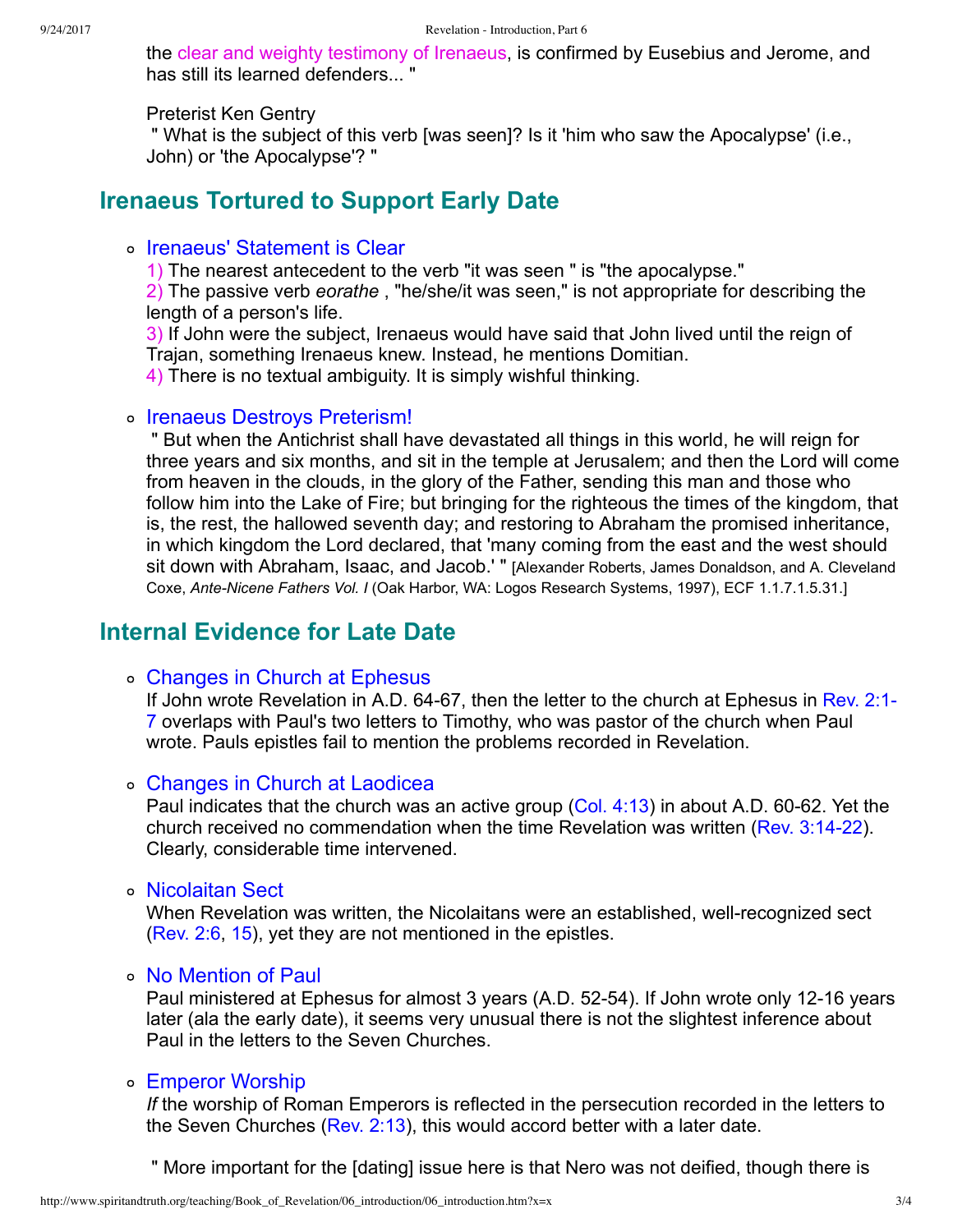the clear and weighty testimony of Irenaeus, is confirmed by Eusebius and Jerome, and has still its learned defenders... "

Preterist Ken Gentry
" What is the subject of this verb [was seen]? Is it 'him who saw the Apocalypse' (i.e., John) or 'the Apocalypse'? "

## Irenaeus Tortured to Support Early Date

- Irenaeus' Statement is Clear
  1) The nearest antecedent to the verb "it was seen " is "the apocalypse."
  2) The passive verb *eorathe* , "he/she/it was seen," is not appropriate for describing the length of a person's life.
  3) If John were the subject, Irenaeus would have said that John lived until the reign of Trajan, something Irenaeus knew. Instead, he mentions Domitian.
  4) There is no textual ambiguity. It is simply wishful thinking.

- Irenaeus Destroys Preterism!
  " But when the Antichrist shall have devastated all things in this world, he will reign for three years and six months, and sit in the temple at Jerusalem; and then the Lord will come from heaven in the clouds, in the glory of the Father, sending this man and those who follow him into the Lake of Fire; but bringing for the righteous the times of the kingdom, that is, the rest, the hallowed seventh day; and restoring to Abraham the promised inheritance, in which kingdom the Lord declared, that 'many coming from the east and the west should sit down with Abraham, Isaac, and Jacob.' " [Alexander Roberts, James Donaldson, and A. Cleveland Coxe, *Ante-Nicene Fathers Vol. I* (Oak Harbor, WA: Logos Research Systems, 1997), ECF 1.1.7.1.5.31.]

## Internal Evidence for Late Date

- Changes in Church at Ephesus
  If John wrote Revelation in A.D. 64-67, then the letter to the church at Ephesus in Rev. 2:1-7 overlaps with Paul's two letters to Timothy, who was pastor of the church when Paul wrote. Pauls epistles fail to mention the problems recorded in Revelation.

- Changes in Church at Laodicea
  Paul indicates that the church was an active group (Col. 4:13) in about A.D. 60-62. Yet the church received no commendation when the time Revelation was written (Rev. 3:14-22). Clearly, considerable time intervened.

- Nicolaitan Sect
  When Revelation was written, the Nicolaitans were an established, well-recognized sect (Rev. 2:6, 15), yet they are not mentioned in the epistles.

- No Mention of Paul
  Paul ministered at Ephesus for almost 3 years (A.D. 52-54). If John wrote only 12-16 years later (ala the early date), it seems very unusual there is not the slightest inference about Paul in the letters to the Seven Churches.

- Emperor Worship
  *If* the worship of Roman Emperors is reflected in the persecution recorded in the letters to the Seven Churches (Rev. 2:13), this would accord better with a later date.

  " More important for the [dating] issue here is that Nero was not deified, though there is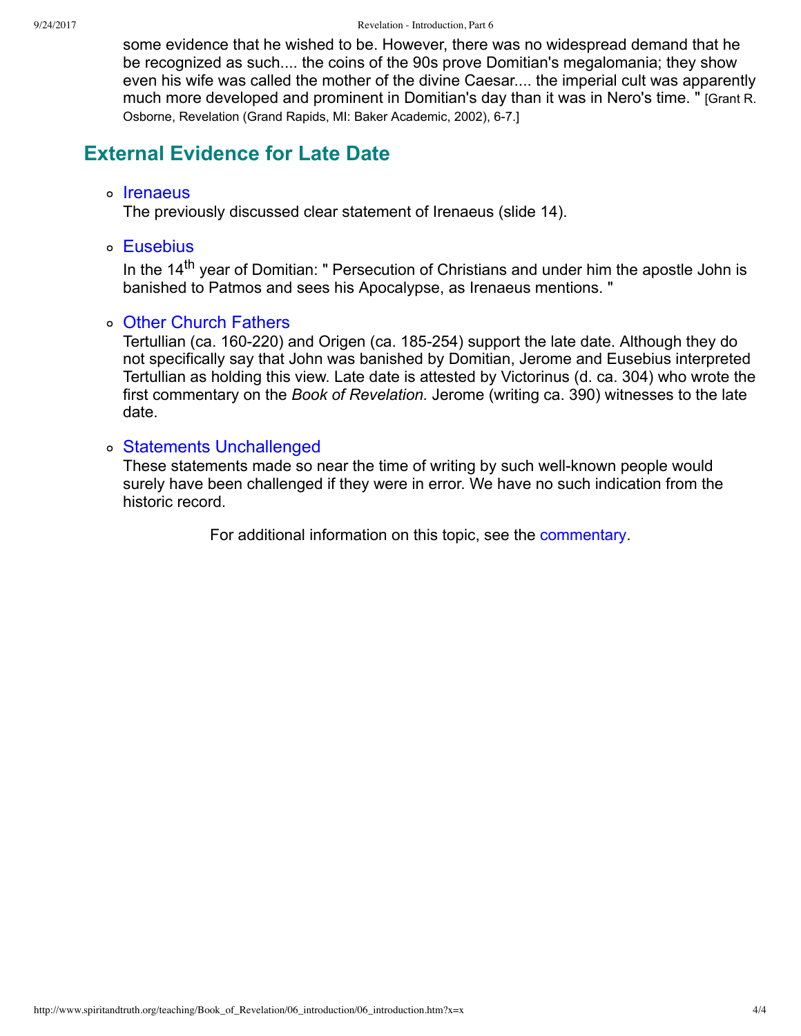some evidence that he wished to be. However, there was no widespread demand that he be recognized as such.... the coins of the 90s prove Domitian's megalomania; they show even his wife was called the mother of the divine Caesar.... the imperial cult was apparently much more developed and prominent in Domitian's day than it was in Nero's time. " [Grant R. Osborne, Revelation (Grand Rapids, MI: Baker Academic, 2002), 6-7.]

## External Evidence for Late Date

- Irenaeus
  The previously discussed clear statement of Irenaeus (slide 14).
- Eusebius
  In the 14th year of Domitian: " Persecution of Christians and under him the apostle John is banished to Patmos and sees his Apocalypse, as Irenaeus mentions. "
- Other Church Fathers
  Tertullian (ca. 160-220) and Origen (ca. 185-254) support the late date. Although they do not specifically say that John was banished by Domitian, Jerome and Eusebius interpreted Tertullian as holding this view. Late date is attested by Victorinus (d. ca. 304) who wrote the first commentary on the *Book of Revelation.* Jerome (writing ca. 390) witnesses to the late date.
- Statements Unchallenged
  These statements made so near the time of writing by such well-known people would surely have been challenged if they were in error. We have no such indication from the historic record.

For additional information on this topic, see the commentary.